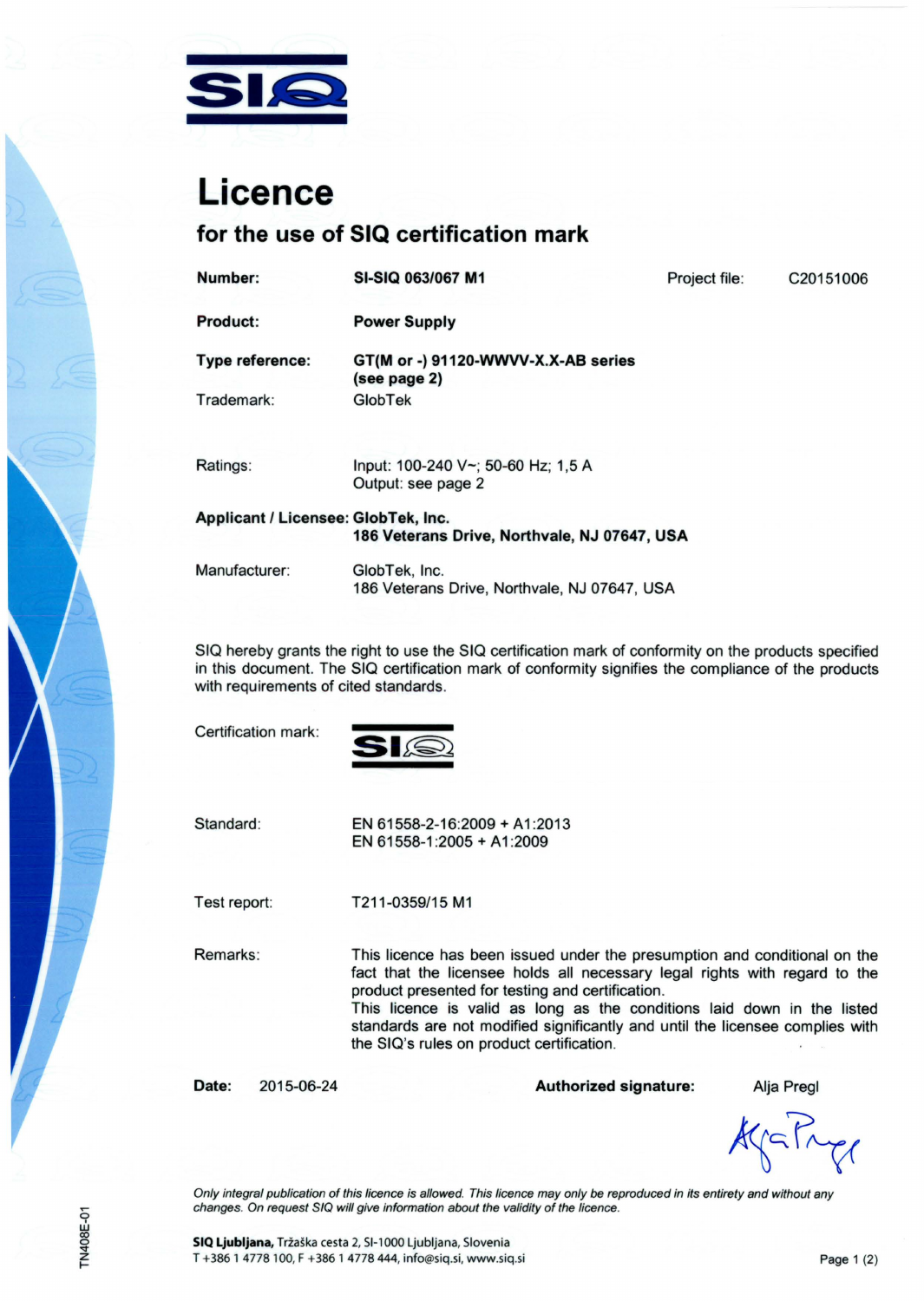SIQ

# Licence

## for the use of SIQ certification mark

| | | | |
|---|---|---|---|
| **Number:** | **SI-SIQ 063/067 M1** | Project file: | C20151006 |

**Product:** **Power Supply**

**Type reference:** **GT(M or -) 91120-WWVV-X.X-AB series (see page 2)**

Trademark: GlobTek

Ratings: Input: 100-240 V~; 50-60 Hz; 1,5 A
Output: see page 2

**Applicant / Licensee:** **GlobTek, Inc.**
**186 Veterans Drive, Northvale, NJ 07647, USA**

Manufacturer: GlobTek, Inc.
186 Veterans Drive, Northvale, NJ 07647, USA

SIQ hereby grants the right to use the SIQ certification mark of conformity on the products specified in this document. The SIQ certification mark of conformity signifies the compliance of the products with requirements of cited standards.

Certification mark: SIQ

Standard: EN 61558-2-16:2009 + A1:2013
EN 61558-1:2005 + A1:2009

Test report: T211-0359/15 M1

Remarks: This licence has been issued under the presumption and conditional on the fact that the licensee holds all necessary legal rights with regard to the product presented for testing and certification.
This licence is valid as long as the conditions laid down in the listed standards are not modified significantly and until the licensee complies with the SIQ's rules on product certification.

**Date:** 2015-06-24 **Authorized signature:** Alja Pregl

*Only integral publication of this licence is allowed. This licence may only be reproduced in its entirety and without any changes. On request SIQ will give information about the validity of the licence.*

**SIQ Ljubljana,** Tržaška cesta 2, SI-1000 Ljubljana, Slovenia
T +386 1 4778 100, F +386 1 4778 444, info@siq.si, www.siq.si

TN408E-01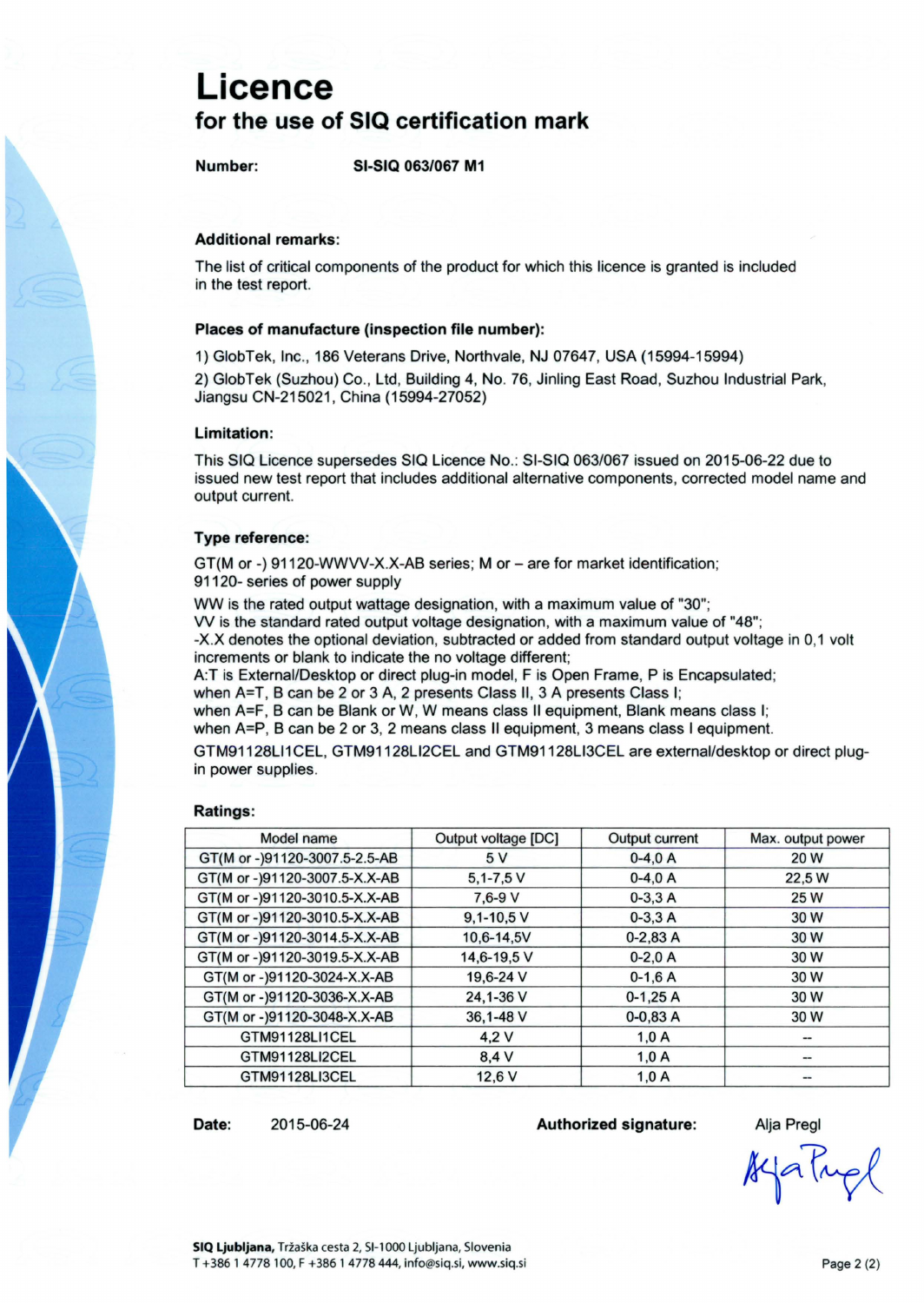# Licence

## for the use of SIQ certification mark

**Number:** **SI-SIQ 063/067 M1**

**Additional remarks:**

The list of critical components of the product for which this licence is granted is included in the test report.

**Places of manufacture (inspection file number):**

1) GlobTek, Inc., 186 Veterans Drive, Northvale, NJ 07647, USA (15994-15994)
2) GlobTek (Suzhou) Co., Ltd, Building 4, No. 76, Jinling East Road, Suzhou Industrial Park, Jiangsu CN-215021, China (15994-27052)

**Limitation:**

This SIQ Licence supersedes SIQ Licence No.: SI-SIQ 063/067 issued on 2015-06-22 due to issued new test report that includes additional alternative components, corrected model name and output current.

**Type reference:**

GT(M or -) 91120-WWVV-X.X-AB series; M or – are for market identification;
91120- series of power supply

WW is the rated output wattage designation, with a maximum value of "30";
VV is the standard rated output voltage designation, with a maximum value of "48";
-X.X denotes the optional deviation, subtracted or added from standard output voltage in 0,1 volt increments or blank to indicate the no voltage different;
A:T is External/Desktop or direct plug-in model, F is Open Frame, P is Encapsulated;
when A=T, B can be 2 or 3 A, 2 presents Class II, 3 A presents Class I;
when A=F, B can be Blank or W, W means class II equipment, Blank means class I;
when A=P, B can be 2 or 3, 2 means class II equipment, 3 means class I equipment.

GTM91128LI1CEL, GTM91128LI2CEL and GTM91128LI3CEL are external/desktop or direct plug-in power supplies.

**Ratings:**

| Model name | Output voltage [DC] | Output current | Max. output power |
|---|---|---|---|
| GT(M or -)91120-3007.5-2.5-AB | 5 V | 0-4,0 A | 20 W |
| GT(M or -)91120-3007.5-X.X-AB | 5,1-7,5 V | 0-4,0 A | 22,5 W |
| GT(M or -)91120-3010.5-X.X-AB | 7,6-9 V | 0-3,3 A | 25 W |
| GT(M or -)91120-3010.5-X.X-AB | 9,1-10,5 V | 0-3,3 A | 30 W |
| GT(M or -)91120-3014.5-X.X-AB | 10,6-14,5V | 0-2,83 A | 30 W |
| GT(M or -)91120-3019.5-X.X-AB | 14,6-19,5 V | 0-2,0 A | 30 W |
| GT(M or -)91120-3024-X.X-AB | 19,6-24 V | 0-1,6 A | 30 W |
| GT(M or -)91120-3036-X.X-AB | 24,1-36 V | 0-1,25 A | 30 W |
| GT(M or -)91120-3048-X.X-AB | 36,1-48 V | 0-0,83 A | 30 W |
| GTM91128LI1CEL | 4,2 V | 1,0 A | -- |
| GTM91128LI2CEL | 8,4 V | 1,0 A | -- |
| GTM91128LI3CEL | 12,6 V | 1,0 A | -- |

**Date:** 2015-06-24

**Authorized signature:** Alja Pregl

**SIQ Ljubljana,** Tržaška cesta 2, SI-1000 Ljubljana, Slovenia
T +386 1 4778 100, F +386 1 4778 444, info@siq.si, www.siq.si